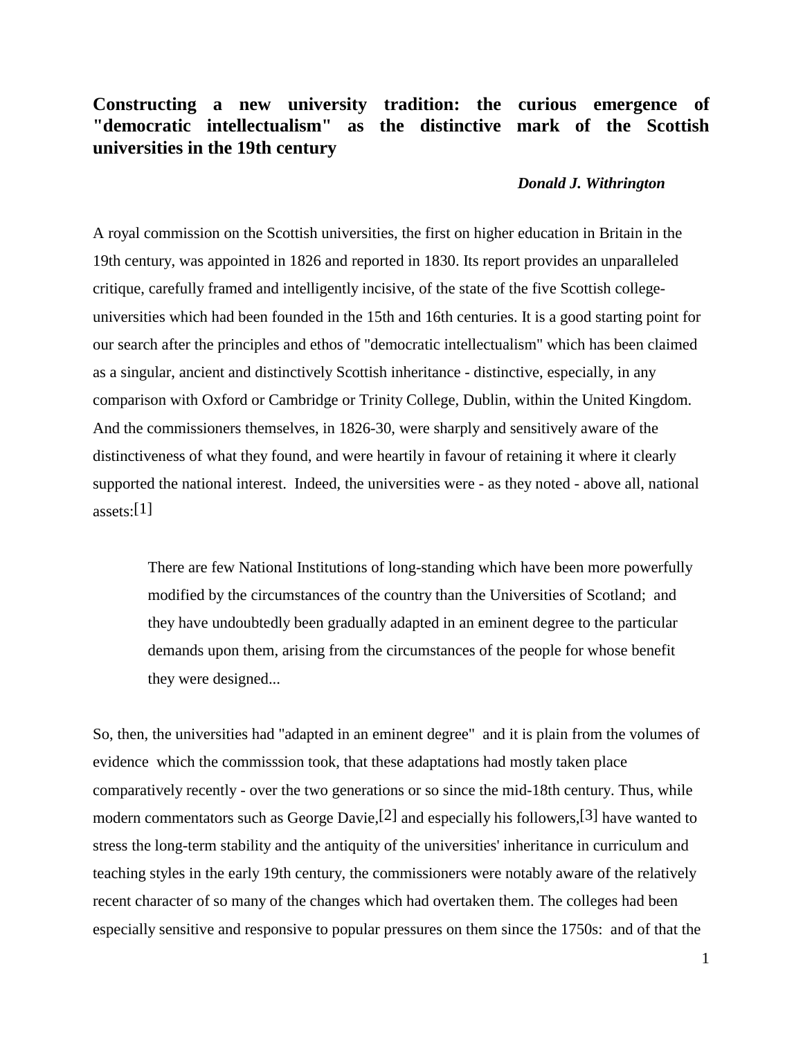# Constructing a new university tradition: the curious emergence of "democratic intellectualism" as the distinctive mark of the Scottish universities in the 19th century

***Donald J. Withrington***

A royal commission on the Scottish universities, the first on higher education in Britain in the 19th century, was appointed in 1826 and reported in 1830. Its report provides an unparaleled critique, carefully framed and intelligently incisive, of the state of the five Scottish college-universities which had been founded in the 15th and 16th centuries. It is a good starting point for our search after the principles and ethos of "democratic intellectualism" which has been claimed as a singular, ancient and distinctively Scottish inheritance - distinctive, especially, in any comparison with Oxford or Cambridge or Trinity College, Dublin, within the United Kingdom. And the commissioners themselves, in 1826-30, were sharply and sensitively aware of the distinctiveness of what they found, and were heartily in favour of retaining it where it clearly supported the national interest. Indeed, the universities were - as they noted - above all, national assets:[1]

> There are few National Institutions of long-standing which have been more powerfully modified by the circumstances of the country than the Universities of Scotland; and they have undoubtedly been gradually adapted in an eminent degree to the particular demands upon them, arising from the circumstances of the people for whose benefit they were designed...

So, then, the universities had "adapted in an eminent degree" and it is plain from the volumes of evidence which the commisssion took, that these adaptations had mostly taken place comparatively recently - over the two generations or so since the mid-18th century. Thus, while modern commentators such as George Davie,[2] and especially his followers,[3] have wanted to stress the long-term stability and the antiquity of the universities' inheritance in curriculum and teaching styles in the early 19th century, the commissioners were notably aware of the relatively recent character of so many of the changes which had overtaken them. The colleges had been especially sensitive and responsive to popular pressures on them since the 1750s: and of that the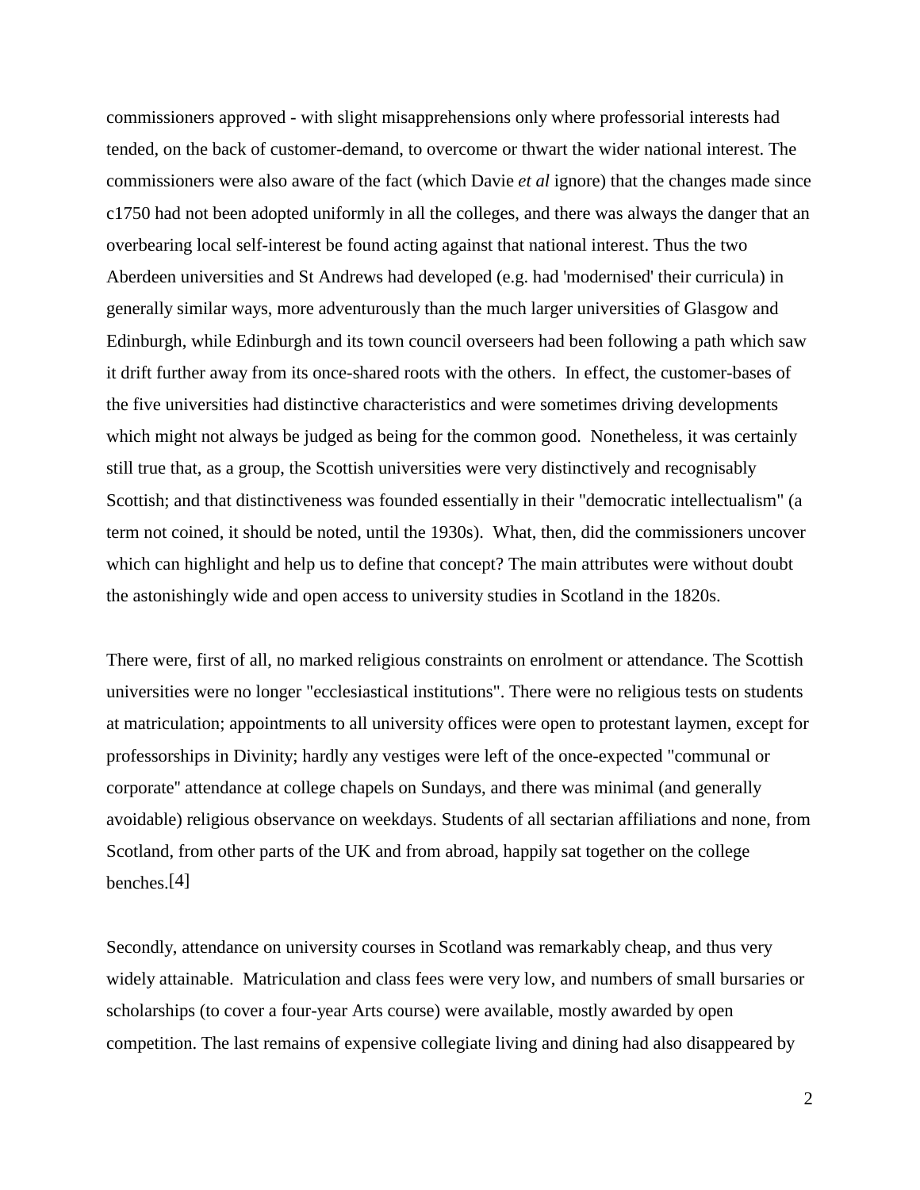commissioners approved - with slight misapprehensions only where professorial interests had tended, on the back of customer-demand, to overcome or thwart the wider national interest. The commissioners were also aware of the fact (which Davie *et al* ignore) that the changes made since c1750 had not been adopted uniformly in all the colleges, and there was always the danger that an overbearing local self-interest be found acting against that national interest. Thus the two Aberdeen universities and St Andrews had developed (e.g. had 'modernised' their curricula) in generally similar ways, more adventurously than the much larger universities of Glasgow and Edinburgh, while Edinburgh and its town council overseers had been following a path which saw it drift further away from its once-shared roots with the others. In effect, the customer-bases of the five universities had distinctive characteristics and were sometimes driving developments which might not always be judged as being for the common good. Nonetheless, it was certainly still true that, as a group, the Scottish universities were very distinctively and recognisably Scottish; and that distinctiveness was founded essentially in their "democratic intellectualism" (a term not coined, it should be noted, until the 1930s). What, then, did the commissioners uncover which can highlight and help us to define that concept? The main attributes were without doubt the astonishingly wide and open access to university studies in Scotland in the 1820s.

There were, first of all, no marked religious constraints on enrolment or attendance. The Scottish universities were no longer "ecclesiastical institutions". There were no religious tests on students at matriculation; appointments to all university offices were open to protestant laymen, except for professorships in Divinity; hardly any vestiges were left of the once-expected "communal or corporate" attendance at college chapels on Sundays, and there was minimal (and generally avoidable) religious observance on weekdays. Students of all sectarian affiliations and none, from Scotland, from other parts of the UK and from abroad, happily sat together on the college benches.[4]

Secondly, attendance on university courses in Scotland was remarkably cheap, and thus very widely attainable. Matriculation and class fees were very low, and numbers of small bursaries or scholarships (to cover a four-year Arts course) were available, mostly awarded by open competition. The last remains of expensive collegiate living and dining had also disappeared by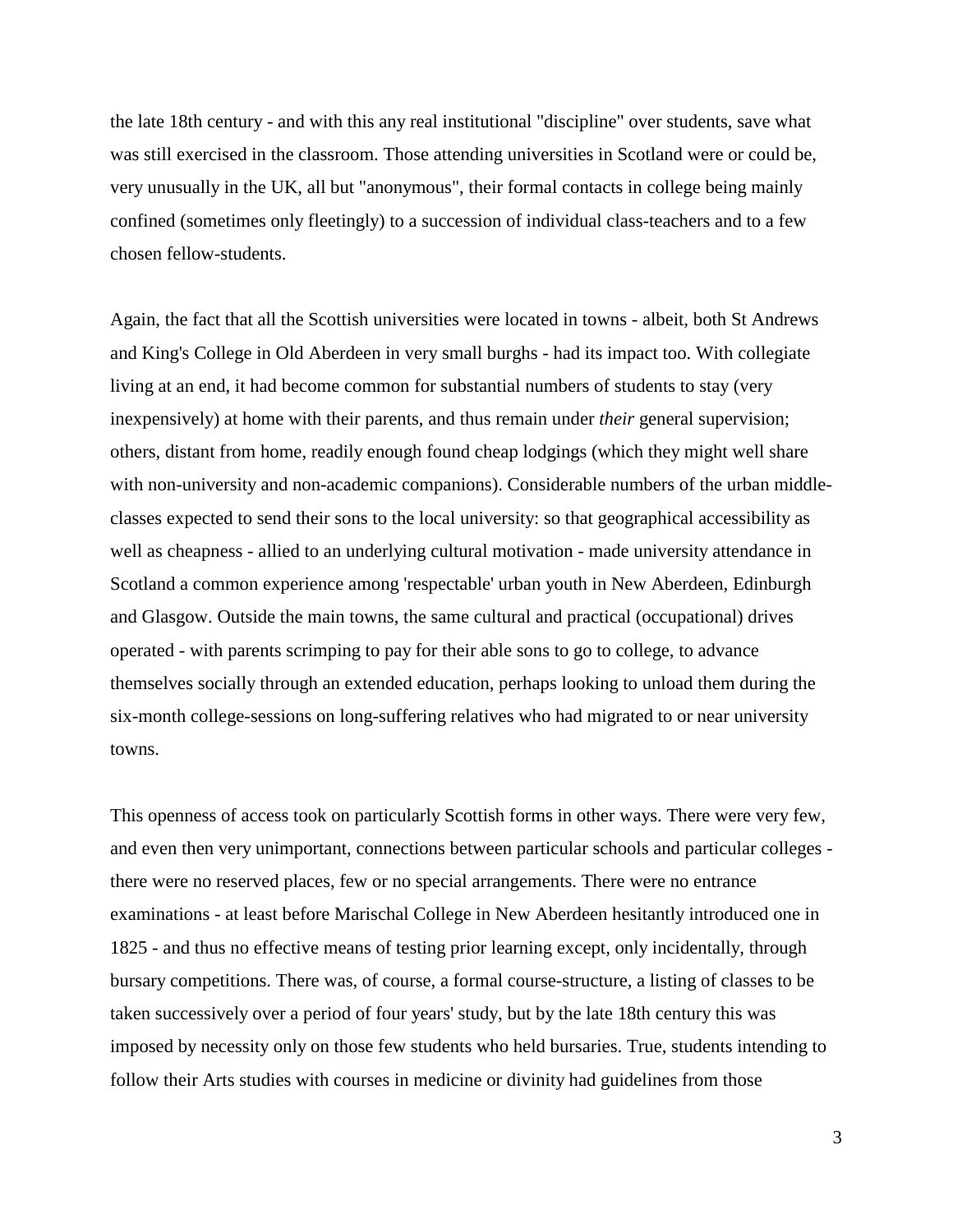the late 18th century - and with this any real institutional "discipline" over students, save what was still exercised in the classroom. Those attending universities in Scotland were or could be, very unusually in the UK, all but "anonymous", their formal contacts in college being mainly confined (sometimes only fleetingly) to a succession of individual class-teachers and to a few chosen fellow-students.

Again, the fact that all the Scottish universities were located in towns - albeit, both St Andrews and King's College in Old Aberdeen in very small burghs - had its impact too. With collegiate living at an end, it had become common for substantial numbers of students to stay (very inexpensively) at home with their parents, and thus remain under *their* general supervision; others, distant from home, readily enough found cheap lodgings (which they might well share with non-university and non-academic companions). Considerable numbers of the urban middle-classes expected to send their sons to the local university: so that geographical accessibility as well as cheapness - allied to an underlying cultural motivation - made university attendance in Scotland a common experience among 'respectable' urban youth in New Aberdeen, Edinburgh and Glasgow. Outside the main towns, the same cultural and practical (occupational) drives operated - with parents scrimping to pay for their able sons to go to college, to advance themselves socially through an extended education, perhaps looking to unload them during the six-month college-sessions on long-suffering relatives who had migrated to or near university towns.

This openness of access took on particularly Scottish forms in other ways. There were very few, and even then very unimportant, connections between particular schools and particular colleges - there were no reserved places, few or no special arrangements. There were no entrance examinations - at least before Marischal College in New Aberdeen hesitantly introduced one in 1825 - and thus no effective means of testing prior learning except, only incidentally, through bursary competitions. There was, of course, a formal course-structure, a listing of classes to be taken successively over a period of four years' study, but by the late 18th century this was imposed by necessity only on those few students who held bursaries. True, students intending to follow their Arts studies with courses in medicine or divinity had guidelines from those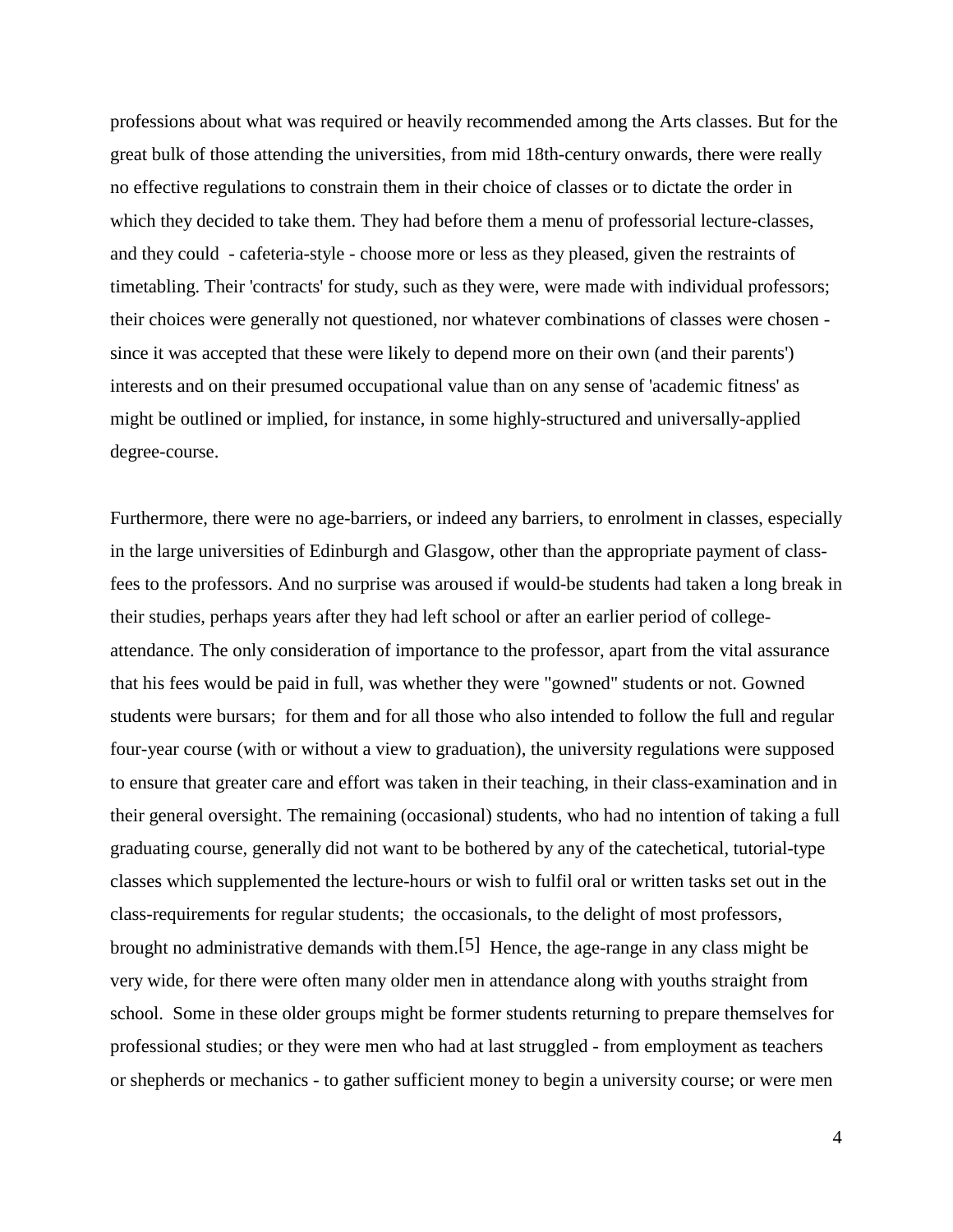professions about what was required or heavily recommended among the Arts classes. But for the great bulk of those attending the universities, from mid 18th-century onwards, there were really no effective regulations to constrain them in their choice of classes or to dictate the order in which they decided to take them. They had before them a menu of professorial lecture-classes, and they could - cafeteria-style - choose more or less as they pleased, given the restraints of timetabling. Their 'contracts' for study, such as they were, were made with individual professors; their choices were generally not questioned, nor whatever combinations of classes were chosen - since it was accepted that these were likely to depend more on their own (and their parents') interests and on their presumed occupational value than on any sense of 'academic fitness' as might be outlined or implied, for instance, in some highly-structured and universally-applied degree-course.

Furthermore, there were no age-barriers, or indeed any barriers, to enrolment in classes, especially in the large universities of Edinburgh and Glasgow, other than the appropriate payment of class-fees to the professors. And no surprise was aroused if would-be students had taken a long break in their studies, perhaps years after they had left school or after an earlier period of college-attendance. The only consideration of importance to the professor, apart from the vital assurance that his fees would be paid in full, was whether they were "gowned" students or not. Gowned students were bursars; for them and for all those who also intended to follow the full and regular four-year course (with or without a view to graduation), the university regulations were supposed to ensure that greater care and effort was taken in their teaching, in their class-examination and in their general oversight. The remaining (occasional) students, who had no intention of taking a full graduating course, generally did not want to be bothered by any of the catechetical, tutorial-type classes which supplemented the lecture-hours or wish to fulfil oral or written tasks set out in the class-requirements for regular students; the occasionals, to the delight of most professors, brought no administrative demands with them.[5] Hence, the age-range in any class might be very wide, for there were often many older men in attendance along with youths straight from school. Some in these older groups might be former students returning to prepare themselves for professional studies; or they were men who had at last struggled - from employment as teachers or shepherds or mechanics - to gather sufficient money to begin a university course; or were men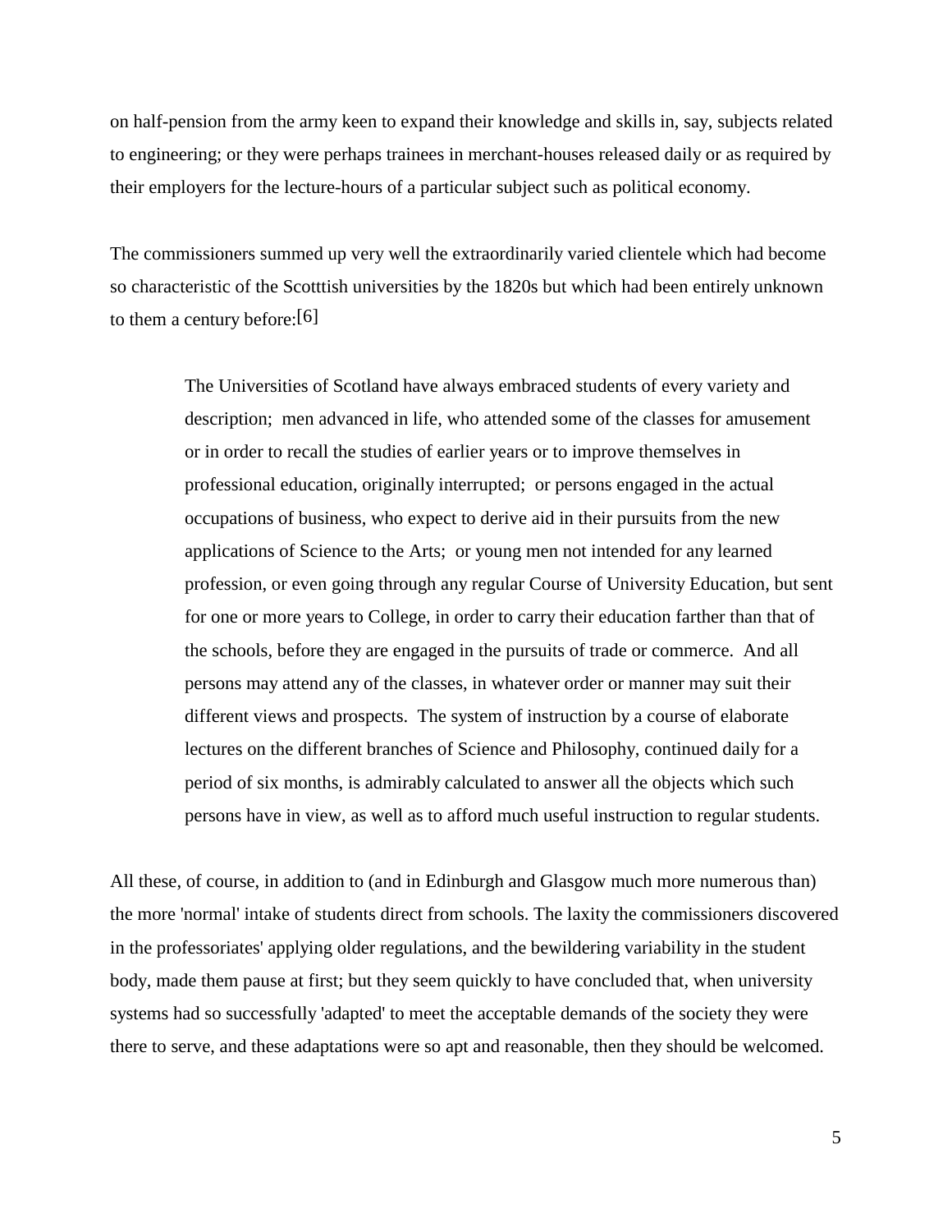on half-pension from the army keen to expand their knowledge and skills in, say, subjects related to engineering; or they were perhaps trainees in merchant-houses released daily or as required by their employers for the lecture-hours of a particular subject such as political economy.

The commissioners summed up very well the extraordinarily varied clientele which had become so characteristic of the Scotttish universities by the 1820s but which had been entirely unknown to them a century before:[6]

> The Universities of Scotland have always embraced students of every variety and description; men advanced in life, who attended some of the classes for amusement or in order to recall the studies of earlier years or to improve themselves in professional education, originally interrupted; or persons engaged in the actual occupations of business, who expect to derive aid in their pursuits from the new applications of Science to the Arts; or young men not intended for any learned profession, or even going through any regular Course of University Education, but sent for one or more years to College, in order to carry their education farther than that of the schools, before they are engaged in the pursuits of trade or commerce. And all persons may attend any of the classes, in whatever order or manner may suit their different views and prospects. The system of instruction by a course of elaborate lectures on the different branches of Science and Philosophy, continued daily for a period of six months, is admirably calculated to answer all the objects which such persons have in view, as well as to afford much useful instruction to regular students.

All these, of course, in addition to (and in Edinburgh and Glasgow much more numerous than) the more 'normal' intake of students direct from schools. The laxity the commissioners discovered in the professoriates' applying older regulations, and the bewildering variability in the student body, made them pause at first; but they seem quickly to have concluded that, when university systems had so successfully 'adapted' to meet the acceptable demands of the society they were there to serve, and these adaptations were so apt and reasonable, then they should be welcomed.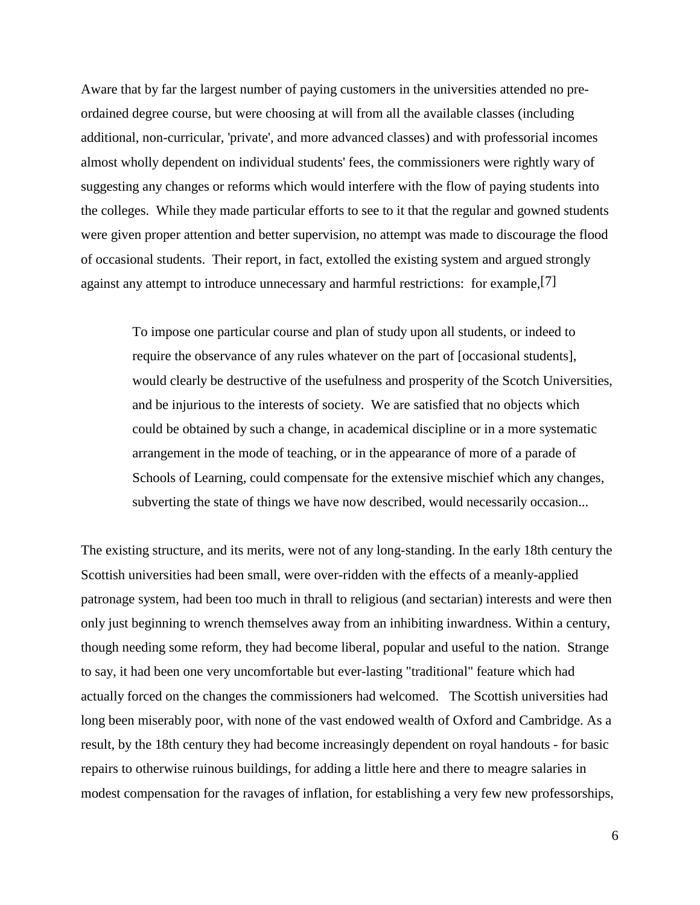Aware that by far the largest number of paying customers in the universities attended no pre-ordained degree course, but were choosing at will from all the available classes (including additional, non-curricular, 'private', and more advanced classes) and with professorial incomes almost wholly dependent on individual students' fees, the commissioners were rightly wary of suggesting any changes or reforms which would interfere with the flow of paying students into the colleges. While they made particular efforts to see to it that the regular and gowned students were given proper attention and better supervision, no attempt was made to discourage the flood of occasional students. Their report, in fact, extolled the existing system and argued strongly against any attempt to introduce unnecessary and harmful restrictions: for example,[7]

> To impose one particular course and plan of study upon all students, or indeed to require the observance of any rules whatever on the part of [occasional students], would clearly be destructive of the usefulness and prosperity of the Scotch Universities, and be injurious to the interests of society. We are satisfied that no objects which could be obtained by such a change, in academical discipline or in a more systematic arrangement in the mode of teaching, or in the appearance of more of a parade of Schools of Learning, could compensate for the extensive mischief which any changes, subverting the state of things we have now described, would necessarily occasion...

The existing structure, and its merits, were not of any long-standing. In the early 18th century the Scottish universities had been small, were over-ridden with the effects of a meanly-applied patronage system, had been too much in thrall to religious (and sectarian) interests and were then only just beginning to wrench themselves away from an inhibiting inwardness. Within a century, though needing some reform, they had become liberal, popular and useful to the nation. Strange to say, it had been one very uncomfortable but ever-lasting "traditional" feature which had actually forced on the changes the commissioners had welcomed. The Scottish universities had long been miserably poor, with none of the vast endowed wealth of Oxford and Cambridge. As a result, by the 18th century they had become increasingly dependent on royal handouts - for basic repairs to otherwise ruinous buildings, for adding a little here and there to meagre salaries in modest compensation for the ravages of inflation, for establishing a very few new professorships,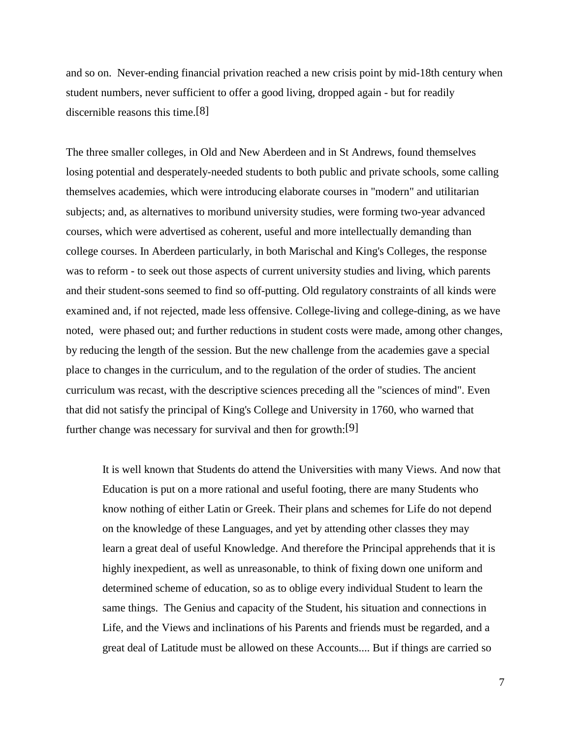and so on. Never-ending financial privation reached a new crisis point by mid-18th century when student numbers, never sufficient to offer a good living, dropped again - but for readily discernible reasons this time.[8]

The three smaller colleges, in Old and New Aberdeen and in St Andrews, found themselves losing potential and desperately-needed students to both public and private schools, some calling themselves academies, which were introducing elaborate courses in "modern" and utilitarian subjects; and, as alternatives to moribund university studies, were forming two-year advanced courses, which were advertised as coherent, useful and more intellectually demanding than college courses. In Aberdeen particularly, in both Marischal and King's Colleges, the response was to reform - to seek out those aspects of current university studies and living, which parents and their student-sons seemed to find so off-putting. Old regulatory constraints of all kinds were examined and, if not rejected, made less offensive. College-living and college-dining, as we have noted, were phased out; and further reductions in student costs were made, among other changes, by reducing the length of the session. But the new challenge from the academies gave a special place to changes in the curriculum, and to the regulation of the order of studies. The ancient curriculum was recast, with the descriptive sciences preceding all the "sciences of mind". Even that did not satisfy the principal of King's College and University in 1760, who warned that further change was necessary for survival and then for growth:[9]

> It is well known that Students do attend the Universities with many Views. And now that Education is put on a more rational and useful footing, there are many Students who know nothing of either Latin or Greek. Their plans and schemes for Life do not depend on the knowledge of these Languages, and yet by attending other classes they may learn a great deal of useful Knowledge. And therefore the Principal apprehends that it is highly inexpedient, as well as unreasonable, to think of fixing down one uniform and determined scheme of education, so as to oblige every individual Student to learn the same things. The Genius and capacity of the Student, his situation and connections in Life, and the Views and inclinations of his Parents and friends must be regarded, and a great deal of Latitude must be allowed on these Accounts.... But if things are carried so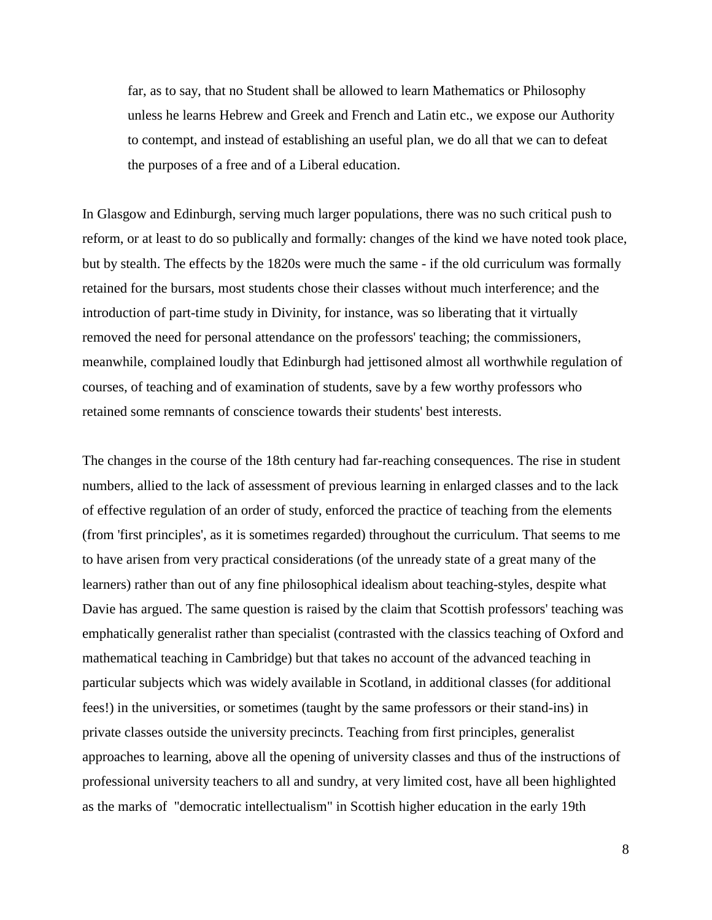> far, as to say, that no Student shall be allowed to learn Mathematics or Philosophy unless he learns Hebrew and Greek and French and Latin etc., we expose our Authority to contempt, and instead of establishing an useful plan, we do all that we can to defeat the purposes of a free and of a Liberal education.

In Glasgow and Edinburgh, serving much larger populations, there was no such critical push to reform, or at least to do so publically and formally: changes of the kind we have noted took place, but by stealth. The effects by the 1820s were much the same - if the old curriculum was formally retained for the bursars, most students chose their classes without much interference; and the introduction of part-time study in Divinity, for instance, was so liberating that it virtually removed the need for personal attendance on the professors' teaching; the commissioners, meanwhile, complained loudly that Edinburgh had jettisoned almost all worthwhile regulation of courses, of teaching and of examination of students, save by a few worthy professors who retained some remnants of conscience towards their students' best interests.

The changes in the course of the 18th century had far-reaching consequences. The rise in student numbers, allied to the lack of assessment of previous learning in enlarged classes and to the lack of effective regulation of an order of study, enforced the practice of teaching from the elements (from 'first principles', as it is sometimes regarded) throughout the curriculum. That seems to me to have arisen from very practical considerations (of the unready state of a great many of the learners) rather than out of any fine philosophical idealism about teaching-styles, despite what Davie has argued. The same question is raised by the claim that Scottish professors' teaching was emphatically generalist rather than specialist (contrasted with the classics teaching of Oxford and mathematical teaching in Cambridge) but that takes no account of the advanced teaching in particular subjects which was widely available in Scotland, in additional classes (for additional fees!) in the universities, or sometimes (taught by the same professors or their stand-ins) in private classes outside the university precincts. Teaching from first principles, generalist approaches to learning, above all the opening of university classes and thus of the instructions of professional university teachers to all and sundry, at very limited cost, have all been highlighted as the marks of "democratic intellectualism" in Scottish higher education in the early 19th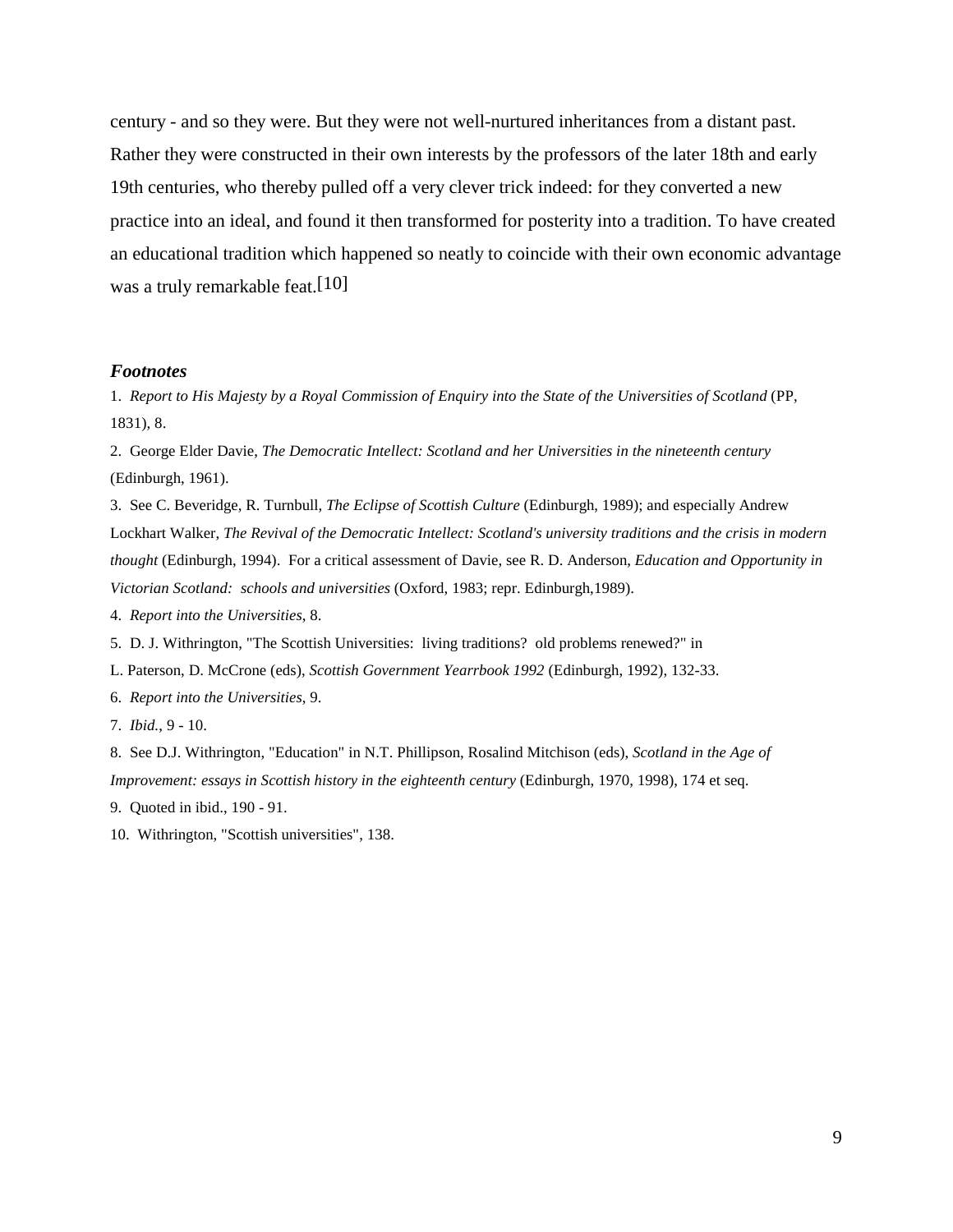century - and so they were. But they were not well-nurtured inheritances from a distant past. Rather they were constructed in their own interests by the professors of the later 18th and early 19th centuries, who thereby pulled off a very clever trick indeed: for they converted a new practice into an ideal, and found it then transformed for posterity into a tradition. To have created an educational tradition which happened so neatly to coincide with their own economic advantage was a truly remarkable feat.[10]

### ***Footnotes***

1. *Report to His Majesty by a Royal Commission of Enquiry into the State of the Universities of Scotland* (PP, 1831), 8.

2. George Elder Davie, *The Democratic Intellect: Scotland and her Universities in the nineteenth century* (Edinburgh, 1961).

3. See C. Beveridge, R. Turnbull, *The Eclipse of Scottish Culture* (Edinburgh, 1989); and especially Andrew Lockhart Walker, *The Revival of the Democratic Intellect: Scotland's university traditions and the crisis in modern thought* (Edinburgh, 1994). For a critical assessment of Davie, see R. D. Anderson, *Education and Opportunity in Victorian Scotland: schools and universities* (Oxford, 1983; repr. Edinburgh,1989).

4. *Report into the Universities*, 8.

5. D. J. Withrington, "The Scottish Universities: living traditions? old problems renewed?" in L. Paterson, D. McCrone (eds), *Scottish Government Yearrbook 1992* (Edinburgh, 1992), 132-33.

6. *Report into the Universities*, 9.

7. *Ibid.*, 9 - 10.

8. See D.J. Withrington, "Education" in N.T. Phillipson, Rosalind Mitchison (eds), *Scotland in the Age of Improvement: essays in Scottish history in the eighteenth century* (Edinburgh, 1970, 1998), 174 et seq.

9. Quoted in ibid., 190 - 91.

10. Withrington, "Scottish universities", 138.